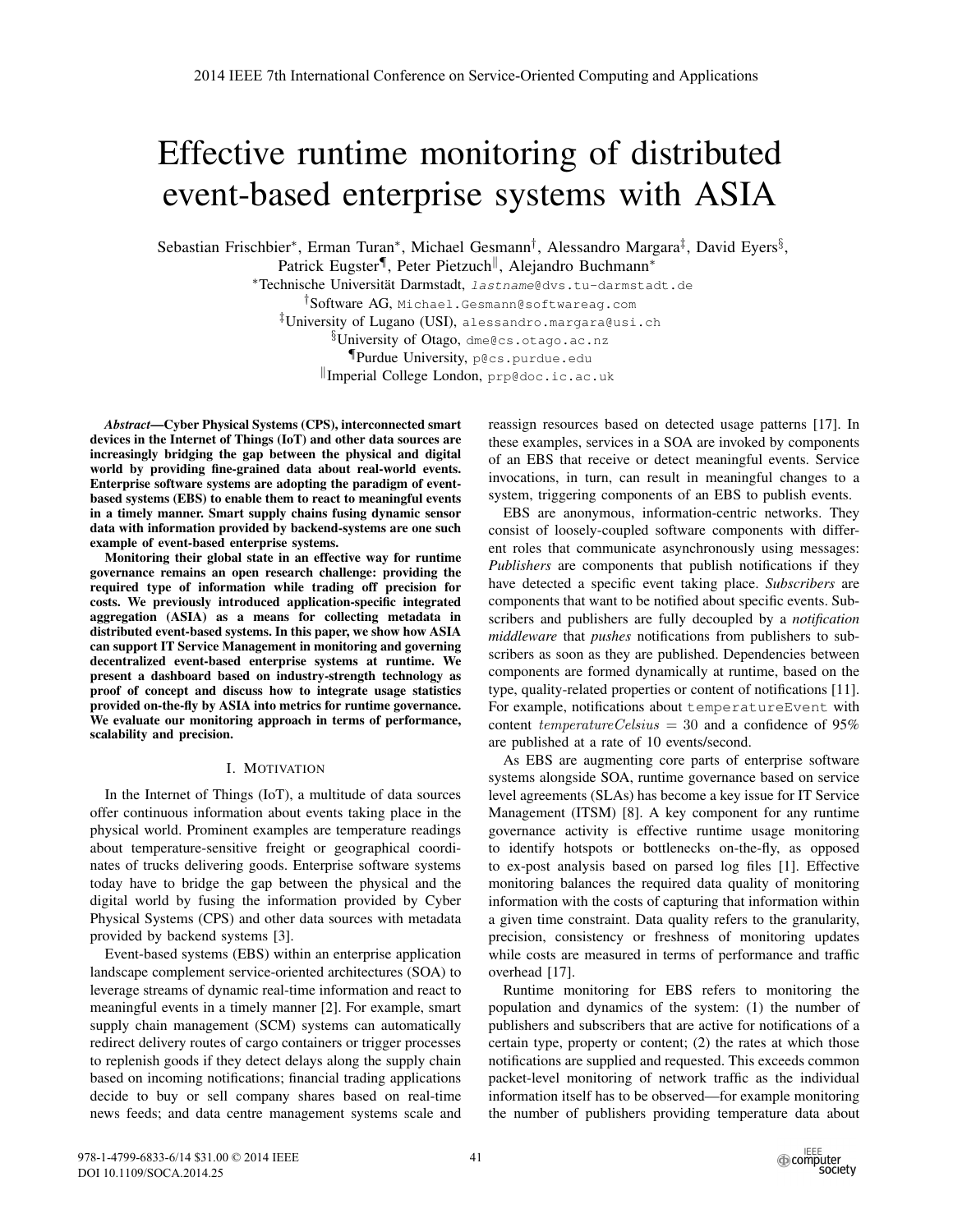# Effective runtime monitoring of distributed event-based enterprise systems with ASIA

Sebastian Frischbier*, Erman Turan*, Michael Gesmann†, Alessandro Margara‡, David Eyers§, Patrick Eugster¶, Peter Pietzuch‖, Alejandro Buchmann*

*Technische Universität Darmstadt, `lastname@dvs.tu-darmstadt.de`

†Software AG, `Michael.Gesmann@softwareag.com`

‡University of Lugano (USI), `alessandro.margara@usi.ch`

§University of Otago, `dme@cs.otago.ac.nz`

¶Purdue University, `p@cs.purdue.edu`

‖Imperial College London, `prp@doc.ic.ac.uk`

***Abstract*—Cyber Physical Systems (CPS), interconnected smart devices in the Internet of Things (IoT) and other data sources are increasingly bridging the gap between the physical and digital world by providing fine-grained data about real-world events. Enterprise software systems are adopting the paradigm of event-based systems (EBS) to enable them to react to meaningful events in a timely manner. Smart supply chains fusing dynamic sensor data with information provided by backend-systems are one such example of event-based enterprise systems.**

**Monitoring their global state in an effective way for runtime governance remains an open research challenge: providing the required type of information while trading off precision for costs. We previously introduced application-specific integrated aggregation (ASIA) as a means for collecting metadata in distributed event-based systems. In this paper, we show how ASIA can support IT Service Management in monitoring and governing decentralized event-based enterprise systems at runtime. We present a dashboard based on industry-strength technology as proof of concept and discuss how to integrate usage statistics provided on-the-fly by ASIA into metrics for runtime governance. We evaluate our monitoring approach in terms of performance, scalability and precision.**

## I. Motivation

In the Internet of Things (IoT), a multitude of data sources offer continuous information about events taking place in the physical world. Prominent examples are temperature readings about temperature-sensitive freight or geographical coordinates of trucks delivering goods. Enterprise software systems today have to bridge the gap between the physical and the digital world by fusing the information provided by Cyber Physical Systems (CPS) and other data sources with metadata provided by backend systems [3].

Event-based systems (EBS) within an enterprise application landscape complement service-oriented architectures (SOA) to leverage streams of dynamic real-time information and react to meaningful events in a timely manner [2]. For example, smart supply chain management (SCM) systems can automatically redirect delivery routes of cargo containers or trigger processes to replenish goods if they detect delays along the supply chain based on incoming notifications; financial trading applications decide to buy or sell company shares based on real-time news feeds; and data centre management systems scale and reassign resources based on detected usage patterns [17]. In these examples, services in a SOA are invoked by components of an EBS that receive or detect meaningful events. Service invocations, in turn, can result in meaningful changes to a system, triggering components of an EBS to publish events.

EBS are anonymous, information-centric networks. They consist of loosely-coupled software components with different roles that communicate asynchronously using messages: *Publishers* are components that publish notifications if they have detected a specific event taking place. *Subscribers* are components that want to be notified about specific events. Subscribers and publishers are fully decoupled by a *notification middleware* that *pushes* notifications from publishers to subscribers as soon as they are published. Dependencies between components are formed dynamically at runtime, based on the type, quality-related properties or content of notifications [11]. For example, notifications about `temperatureEvent` with content $temperatureCelsius = 30$ and a confidence of 95% are published at a rate of 10 events/second.

As EBS are augmenting core parts of enterprise software systems alongside SOA, runtime governance based on service level agreements (SLAs) has become a key issue for IT Service Management (ITSM) [8]. A key component for any runtime governance activity is effective runtime usage monitoring to identify hotspots or bottlenecks on-the-fly, as opposed to ex-post analysis based on parsed log files [1]. Effective monitoring balances the required data quality of monitoring information with the costs of capturing that information within a given time constraint. Data quality refers to the granularity, precision, consistency or freshness of monitoring updates while costs are measured in terms of performance and traffic overhead [17].

Runtime monitoring for EBS refers to monitoring the population and dynamics of the system: (1) the number of publishers and subscribers that are active for notifications of a certain type, property or content; (2) the rates at which those notifications are supplied and requested. This exceeds common packet-level monitoring of network traffic as the individual information itself has to be observed—for example monitoring the number of publishers providing temperature data about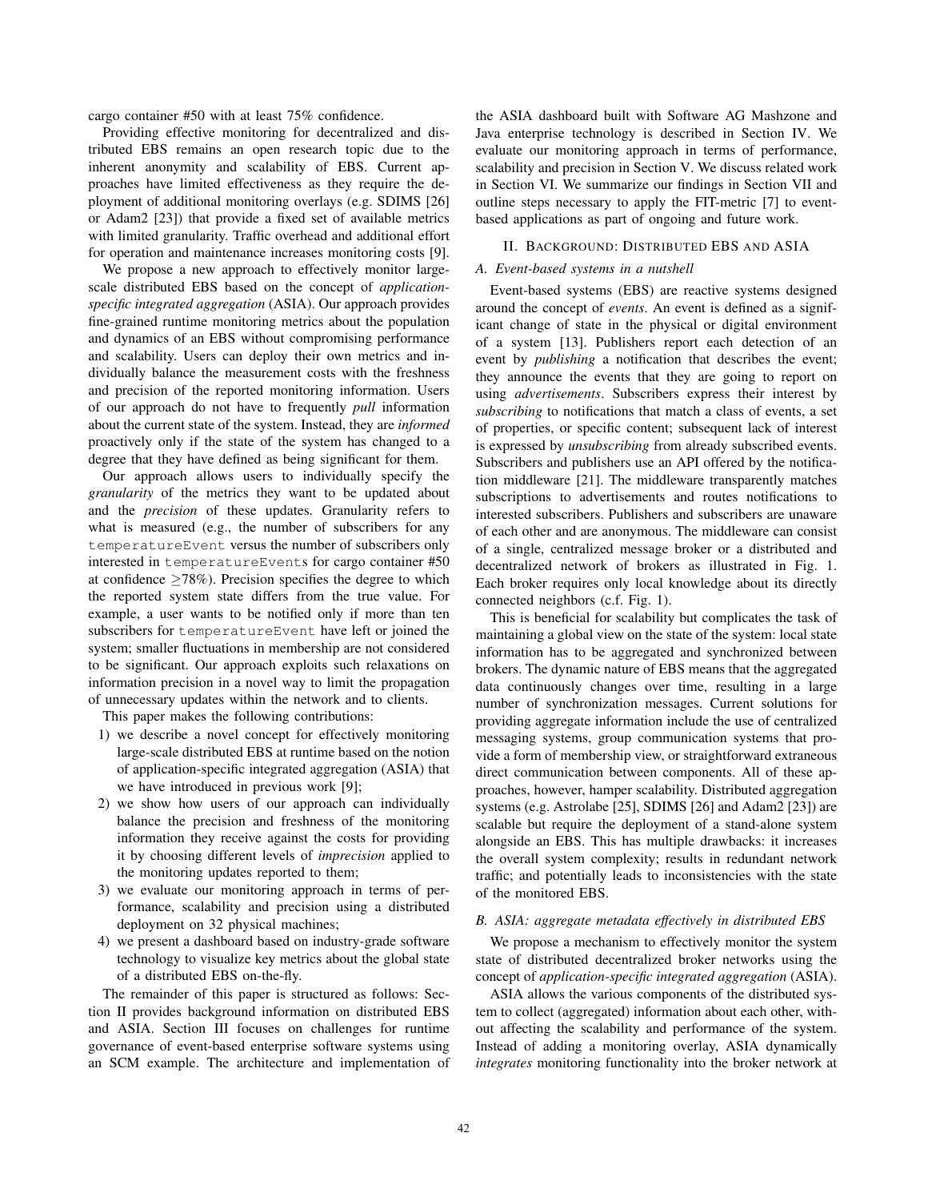cargo container #50 with at least 75% confidence.

Providing effective monitoring for decentralized and distributed EBS remains an open research topic due to the inherent anonymity and scalability of EBS. Current approaches have limited effectiveness as they require the deployment of additional monitoring overlays (e.g. SDIMS [26] or Adam2 [23]) that provide a fixed set of available metrics with limited granularity. Traffic overhead and additional effort for operation and maintenance increases monitoring costs [9].

We propose a new approach to effectively monitor large-scale distributed EBS based on the concept of *application-specific integrated aggregation* (ASIA). Our approach provides fine-grained runtime monitoring metrics about the population and dynamics of an EBS without compromising performance and scalability. Users can deploy their own metrics and individually balance the measurement costs with the freshness and precision of the reported monitoring information. Users of our approach do not have to frequently *pull* information about the current state of the system. Instead, they are *informed* proactively only if the state of the system has changed to a degree that they have defined as being significant for them.

Our approach allows users to individually specify the *granularity* of the metrics they want to be updated about and the *precision* of these updates. Granularity refers to what is measured (e.g., the number of subscribers for any `temperatureEvent` versus the number of subscribers only interested in `temperatureEvent`s for cargo container #50 at confidence $\geq$78%). Precision specifies the degree to which the reported system state differs from the true value. For example, a user wants to be notified only if more than ten subscribers for `temperatureEvent` have left or joined the system; smaller fluctuations in membership are not considered to be significant. Our approach exploits such relaxations on information precision in a novel way to limit the propagation of unnecessary updates within the network and to clients.

This paper makes the following contributions:

1) we describe a novel concept for effectively monitoring large-scale distributed EBS at runtime based on the notion of application-specific integrated aggregation (ASIA) that we have introduced in previous work [9];
2) we show how users of our approach can individually balance the precision and freshness of the monitoring information they receive against the costs for providing it by choosing different levels of *imprecision* applied to the monitoring updates reported to them;
3) we evaluate our monitoring approach in terms of performance, scalability and precision using a distributed deployment on 32 physical machines;
4) we present a dashboard based on industry-grade software technology to visualize key metrics about the global state of a distributed EBS on-the-fly.

The remainder of this paper is structured as follows: Section II provides background information on distributed EBS and ASIA. Section III focuses on challenges for runtime governance of event-based enterprise software systems using an SCM example. The architecture and implementation of the ASIA dashboard built with Software AG Mashzone and Java enterprise technology is described in Section IV. We evaluate our monitoring approach in terms of performance, scalability and precision in Section V. We discuss related work in Section VI. We summarize our findings in Section VII and outline steps necessary to apply the FIT-metric [7] to event-based applications as part of ongoing and future work.

## II. Background: Distributed EBS and ASIA

### A. Event-based systems in a nutshell

Event-based systems (EBS) are reactive systems designed around the concept of *events*. An event is defined as a significant change of state in the physical or digital environment of a system [13]. Publishers report each detection of an event by *publishing* a notification that describes the event; they announce the events that they are going to report on using *advertisements*. Subscribers express their interest by *subscribing* to notifications that match a class of events, a set of properties, or specific content; subsequent lack of interest is expressed by *unsubscribing* from already subscribed events. Subscribers and publishers use an API offered by the notification middleware [21]. The middleware transparently matches subscriptions to advertisements and routes notifications to interested subscribers. Publishers and subscribers are unaware of each other and are anonymous. The middleware can consist of a single, centralized message broker or a distributed and decentralized network of brokers as illustrated in Fig. 1. Each broker requires only local knowledge about its directly connected neighbors (c.f. Fig. 1).

This is beneficial for scalability but complicates the task of maintaining a global view on the state of the system: local state information has to be aggregated and synchronized between brokers. The dynamic nature of EBS means that the aggregated data continuously changes over time, resulting in a large number of synchronization messages. Current solutions for providing aggregate information include the use of centralized messaging systems, group communication systems that provide a form of membership view, or straightforward extraneous direct communication between components. All of these approaches, however, hamper scalability. Distributed aggregation systems (e.g. Astrolabe [25], SDIMS [26] and Adam2 [23]) are scalable but require the deployment of a stand-alone system alongside an EBS. This has multiple drawbacks: it increases the overall system complexity; results in redundant network traffic; and potentially leads to inconsistencies with the state of the monitored EBS.

### B. ASIA: aggregate metadata effectively in distributed EBS

We propose a mechanism to effectively monitor the system state of distributed decentralized broker networks using the concept of *application-specific integrated aggregation* (ASIA).

ASIA allows the various components of the distributed system to collect (aggregated) information about each other, without affecting the scalability and performance of the system. Instead of adding a monitoring overlay, ASIA dynamically *integrates* monitoring functionality into the broker network at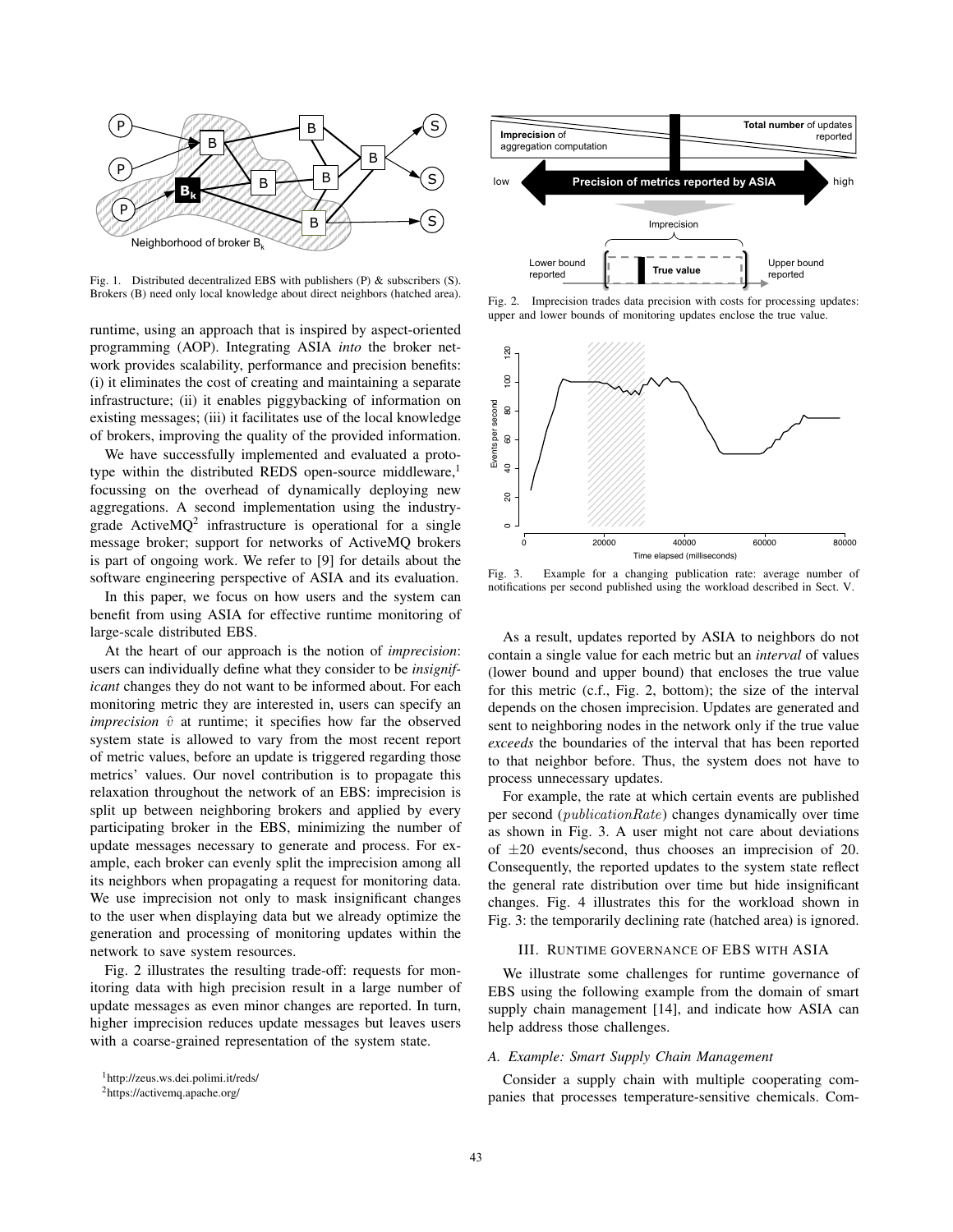P

P

P

B

$B_k$

B

B

B

B

B

S

S

S

Neighborhood of broker $B_k$

Fig. 1. Distributed decentralized EBS with publishers (P) & subscribers (S). Brokers (B) need only local knowledge about direct neighbors (hatched area).

runtime, using an approach that is inspired by aspect-oriented programming (AOP). Integrating ASIA *into* the broker network provides scalability, performance and precision benefits: (i) it eliminates the cost of creating and maintaining a separate infrastructure; (ii) it enables piggybacking of information on existing messages; (iii) it facilitates use of the local knowledge of brokers, improving the quality of the provided information.

We have successfully implemented and evaluated a prototype within the distributed REDS open-source middleware,[1] focussing on the overhead of dynamically deploying new aggregations. A second implementation using the industry-grade ActiveMQ[2] infrastructure is operational for a single message broker; support for networks of ActiveMQ brokers is part of ongoing work. We refer to [9] for details about the software engineering perspective of ASIA and its evaluation.

In this paper, we focus on how users and the system can benefit from using ASIA for effective runtime monitoring of large-scale distributed EBS.

At the heart of our approach is the notion of *imprecision*: users can individually define what they consider to be *insignificant* changes they do not want to be informed about. For each monitoring metric they are interested in, users can specify an *imprecision* $\hat{v}$ at runtime; it specifies how far the observed system state is allowed to vary from the most recent report of metric values, before an update is triggered regarding those metrics' values. Our novel contribution is to propagate this relaxation throughout the network of an EBS: imprecision is split up between neighboring brokers and applied by every participating broker in the EBS, minimizing the number of update messages necessary to generate and process. For example, each broker can evenly split the imprecision among all its neighbors when propagating a request for monitoring data. We use imprecision not only to mask insignificant changes to the user when displaying data but we already optimize the generation and processing of monitoring updates within the network to save system resources.

Fig. 2 illustrates the resulting trade-off: requests for monitoring data with high precision result in a large number of update messages as even minor changes are reported. In turn, higher imprecision reduces update messages but leaves users with a coarse-grained representation of the system state.

[1] http://zeus.ws.dei.polimi.it/reds/

[2] https://activemq.apache.org/

**Imprecision** of aggregation computation

**Total number** of updates reported

low

**Precision of metrics reported by ASIA**

high

Imprecision

Lower bound reported

**True value**

Upper bound reported

Fig. 2. Imprecision trades data precision with costs for processing updates: upper and lower bounds of monitoring updates enclose the true value.

Events per second

0
20
40
60
80
100
120

0
20000
40000
60000
80000

Time elapsed (milliseconds)

Fig. 3. Example for a changing publication rate: average number of notifications per second published using the workload described in Sect. V.

As a result, updates reported by ASIA to neighbors do not contain a single value for each metric but an *interval* of values (lower bound and upper bound) that encloses the true value for this metric (c.f., Fig. 2, bottom); the size of the interval depends on the chosen imprecision. Updates are generated and sent to neighboring nodes in the network only if the true value *exceeds* the boundaries of the interval that has been reported to that neighbor before. Thus, the system does not have to process unnecessary updates.

For example, the rate at which certain events are published per second ($publicationRate$) changes dynamically over time as shown in Fig. 3. A user might not care about deviations of $\pm 20$ events/second, thus chooses an imprecision of 20. Consequently, the reported updates to the system state reflect the general rate distribution over time but hide insignificant changes. Fig. 4 illustrates this for the workload shown in Fig. 3: the temporarily declining rate (hatched area) is ignored.

## III. Runtime Governance of EBS with ASIA

We illustrate some challenges for runtime governance of EBS using the following example from the domain of smart supply chain management [14], and indicate how ASIA can help address those challenges.

### A. Example: Smart Supply Chain Management

Consider a supply chain with multiple cooperating companies that processes temperature-sensitive chemicals. Com-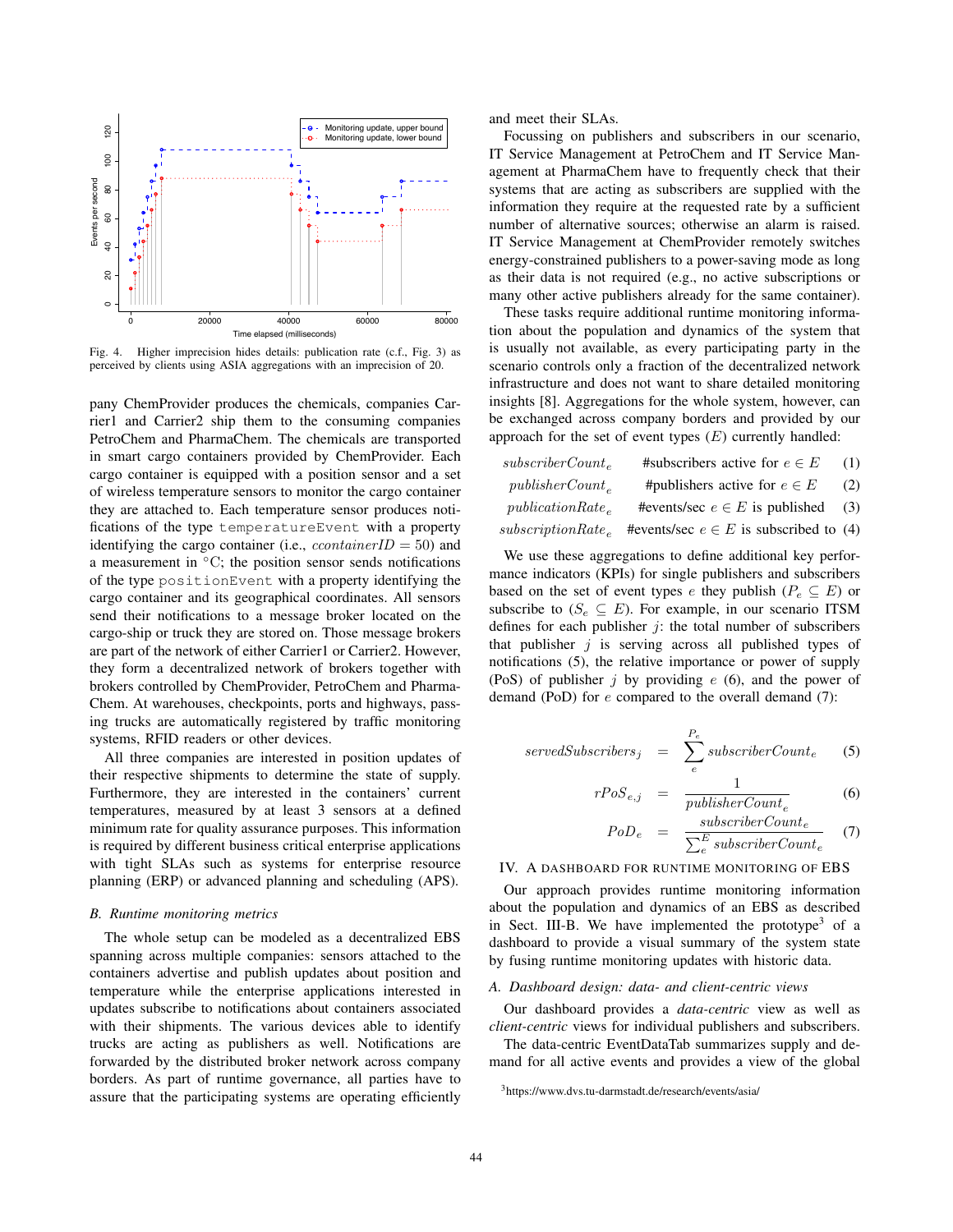Fig. 4. Higher imprecision hides details: publication rate (c.f., Fig. 3) as perceived by clients using ASIA aggregations with an imprecision of 20.

pany ChemProvider produces the chemicals, companies Carrier1 and Carrier2 ship them to the consuming companies PetroChem and PharmaChem. The chemicals are transported in smart cargo containers provided by ChemProvider. Each cargo container is equipped with a position sensor and a set of wireless temperature sensors to monitor the cargo container they are attached to. Each temperature sensor produces notifications of the type `temperatureEvent` with a property identifying the cargo container (i.e., $ccontainerID = 50$) and a measurement in °C; the position sensor sends notifications of the type `positionEvent` with a property identifying the cargo container and its geographical coordinates. All sensors send their notifications to a message broker located on the cargo-ship or truck they are stored on. Those message brokers are part of the network of either Carrier1 or Carrier2. However, they form a decentralized network of brokers together with brokers controlled by ChemProvider, PetroChem and PharmaChem. At warehouses, checkpoints, ports and highways, passing trucks are automatically registered by traffic monitoring systems, RFID readers or other devices.

All three companies are interested in position updates of their respective shipments to determine the state of supply. Furthermore, they are interested in the containers' current temperatures, measured by at least 3 sensors at a defined minimum rate for quality assurance purposes. This information is required by different business critical enterprise applications with tight SLAs such as systems for enterprise resource planning (ERP) or advanced planning and scheduling (APS).

### B. Runtime monitoring metrics

The whole setup can be modeled as a decentralized EBS spanning across multiple companies: sensors attached to the containers advertise and publish updates about position and temperature while the enterprise applications interested in updates subscribe to notifications about containers associated with their shipments. The various devices able to identify trucks are acting as publishers as well. Notifications are forwarded by the distributed broker network across company borders. As part of runtime governance, all parties have to assure that the participating systems are operating efficiently and meet their SLAs.

Focussing on publishers and subscribers in our scenario, IT Service Management at PetroChem and IT Service Management at PharmaChem have to frequently check that their systems that are acting as subscribers are supplied with the information they require at the requested rate by a sufficient number of alternative sources; otherwise an alarm is raised. IT Service Management at ChemProvider remotely switches energy-constrained publishers to a power-saving mode as long as their data is not required (e.g., no active subscriptions or many other active publishers already for the same container).

These tasks require additional runtime monitoring information about the population and dynamics of the system that is usually not available, as every participating party in the scenario controls only a fraction of the decentralized network infrastructure and does not want to share detailed monitoring insights [8]. Aggregations for the whole system, however, can be exchanged across company borders and provided by our approach for the set of event types ($E$) currently handled:

$$subscriberCount_e \quad \text{\#subscribers active for } e \in E \quad (1)$$

$$publisherCount_e \quad \text{\#publishers active for } e \in E \quad (2)$$

$$publicationRate_e \quad \text{\#events/sec } e \in E \text{ is published} \quad (3)$$

$$subscriptionRate_e \quad \text{\#events/sec } e \in E \text{ is subscribed to} \quad (4)$$

We use these aggregations to define additional key performance indicators (KPIs) for single publishers and subscribers based on the set of event types $e$ they publish ($P_e \subseteq E$) or subscribe to ($S_e \subseteq E$). For example, in our scenario ITSM defines for each publisher $j$: the total number of subscribers that publisher $j$ is serving across all published types of notifications (5), the relative importance or power of supply (PoS) of publisher $j$ by providing $e$ (6), and the power of demand (PoD) for $e$ compared to the overall demand (7):

$$servedSubscribers_j = \sum_e^{P_e} subscriberCount_e \quad (5)$$

$$rPoS_{e,j} = \frac{1}{publisherCount_e} \quad (6)$$

$$PoD_e = \frac{subscriberCount_e}{\sum_e^E subscriberCount_e} \quad (7)$$

## IV. A Dashboard for Runtime Monitoring of EBS

Our approach provides runtime monitoring information about the population and dynamics of an EBS as described in Sect. III-B. We have implemented the prototype[3] of a dashboard to provide a visual summary of the system state by fusing runtime monitoring updates with historic data.

### A. Dashboard design: data- and client-centric views

Our dashboard provides a *data-centric* view as well as *client-centric* views for individual publishers and subscribers.

The data-centric EventDataTab summarizes supply and demand for all active events and provides a view of the global

[3] https://www.dvs.tu-darmstadt.de/research/events/asia/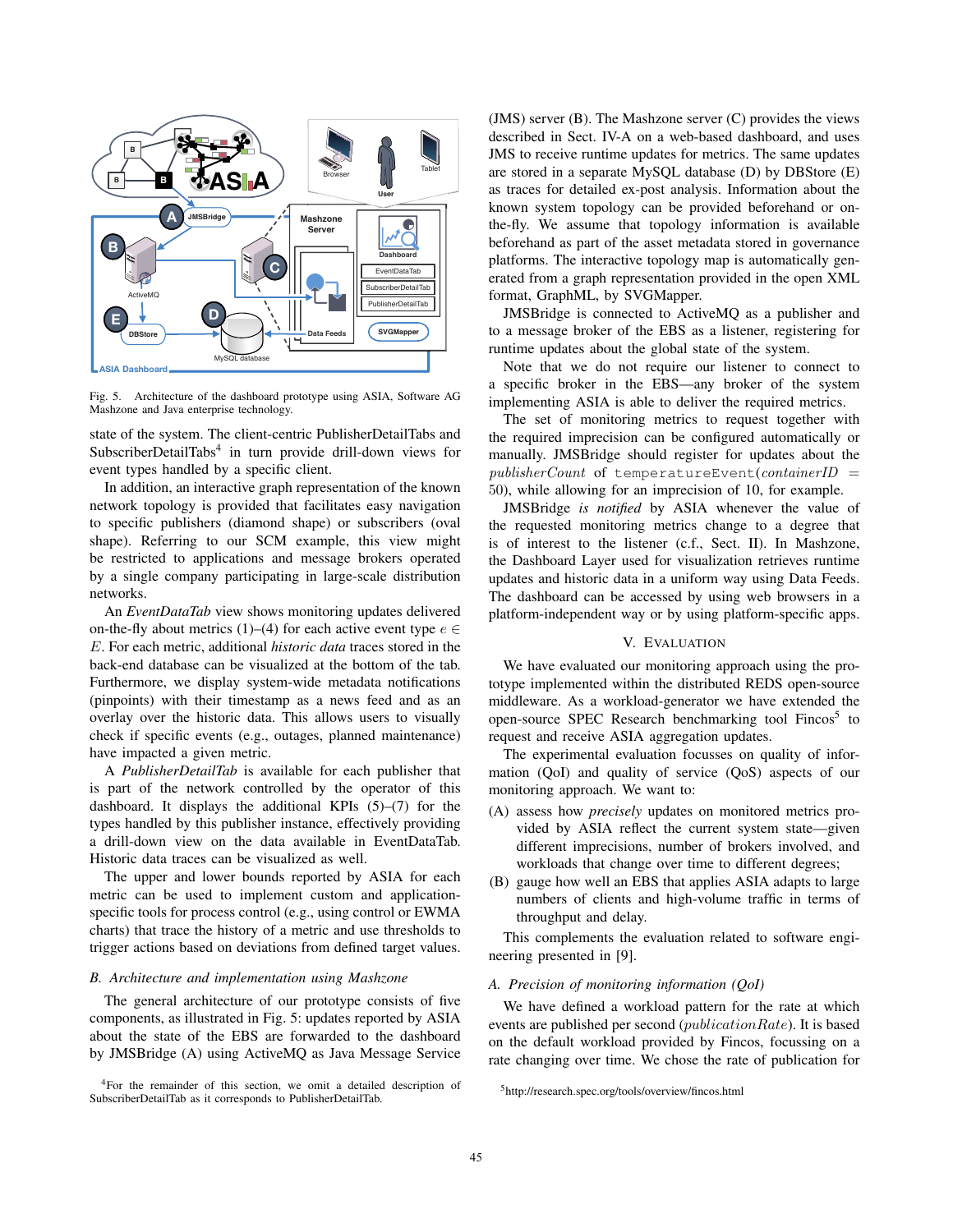Fig. 5. Architecture of the dashboard prototype using ASIA, Software AG Mashzone and Java enterprise technology.

state of the system. The client-centric PublisherDetailTabs and SubscriberDetailTabs[4] in turn provide drill-down views for event types handled by a specific client.

In addition, an interactive graph representation of the known network topology is provided that facilitates easy navigation to specific publishers (diamond shape) or subscribers (oval shape). Referring to our SCM example, this view might be restricted to applications and message brokers operated by a single company participating in large-scale distribution networks.

An *EventDataTab* view shows monitoring updates delivered on-the-fly about metrics (1)–(4) for each active event type $e \in E$. For each metric, additional *historic data* traces stored in the back-end database can be visualized at the bottom of the tab. Furthermore, we display system-wide metadata notifications (pinpoints) with their timestamp as a news feed and as an overlay over the historic data. This allows users to visually check if specific events (e.g., outages, planned maintenance) have impacted a given metric.

A *PublisherDetailTab* is available for each publisher that is part of the network controlled by the operator of this dashboard. It displays the additional KPIs (5)–(7) for the types handled by this publisher instance, effectively providing a drill-down view on the data available in EventDataTab. Historic data traces can be visualized as well.

The upper and lower bounds reported by ASIA for each metric can be used to implement custom and application-specific tools for process control (e.g., using control or EWMA charts) that trace the history of a metric and use thresholds to trigger actions based on deviations from defined target values.

### B. Architecture and implementation using Mashzone

The general architecture of our prototype consists of five components, as illustrated in Fig. 5: updates reported by ASIA about the state of the EBS are forwarded to the dashboard by JMSBridge (A) using ActiveMQ as Java Message Service (JMS) server (B). The Mashzone server (C) provides the views described in Sect. IV-A on a web-based dashboard, and uses JMS to receive runtime updates for metrics. The same updates are stored in a separate MySQL database (D) by DBStore (E) as traces for detailed ex-post analysis. Information about the known system topology can be provided beforehand or on-the-fly. We assume that topology information is available beforehand as part of the asset metadata stored in governance platforms. The interactive topology map is automatically generated from a graph representation provided in the open XML format, GraphML, by SVGMapper.

JMSBridge is connected to ActiveMQ as a publisher and to a message broker of the EBS as a listener, registering for runtime updates about the global state of the system.

Note that we do not require our listener to connect to a specific broker in the EBS—any broker of the system implementing ASIA is able to deliver the required metrics.

The set of monitoring metrics to request together with the required imprecision can be configured automatically or manually. JMSBridge should register for updates about the $publisherCount$ of $\texttt{temperatureEvent}(containerID = 50)$, while allowing for an imprecision of 10, for example.

JMSBridge *is notified* by ASIA whenever the value of the requested monitoring metrics change to a degree that is of interest to the listener (c.f., Sect. II). In Mashzone, the Dashboard Layer used for visualization retrieves runtime updates and historic data in a uniform way using Data Feeds. The dashboard can be accessed by using web browsers in a platform-independent way or by using platform-specific apps.

## V. Evaluation

We have evaluated our monitoring approach using the prototype implemented within the distributed REDS open-source middleware. As a workload-generator we have extended the open-source SPEC Research benchmarking tool Fincos[5] to request and receive ASIA aggregation updates.

The experimental evaluation focusses on quality of information (QoI) and quality of service (QoS) aspects of our monitoring approach. We want to:

(A) assess how *precisely* updates on monitored metrics provided by ASIA reflect the current system state—given different imprecisions, number of brokers involved, and workloads that change over time to different degrees;

(B) gauge how well an EBS that applies ASIA adapts to large numbers of clients and high-volume traffic in terms of throughput and delay.

This complements the evaluation related to software engineering presented in [9].

### A. Precision of monitoring information (QoI)

We have defined a workload pattern for the rate at which events are published per second ($publicationRate$). It is based on the default workload provided by Fincos, focussing on a rate changing over time. We chose the rate of publication for

[4] For the remainder of this section, we omit a detailed description of SubscriberDetailTab as it corresponds to PublisherDetailTab.

[5] http://research.spec.org/tools/overview/fincos.html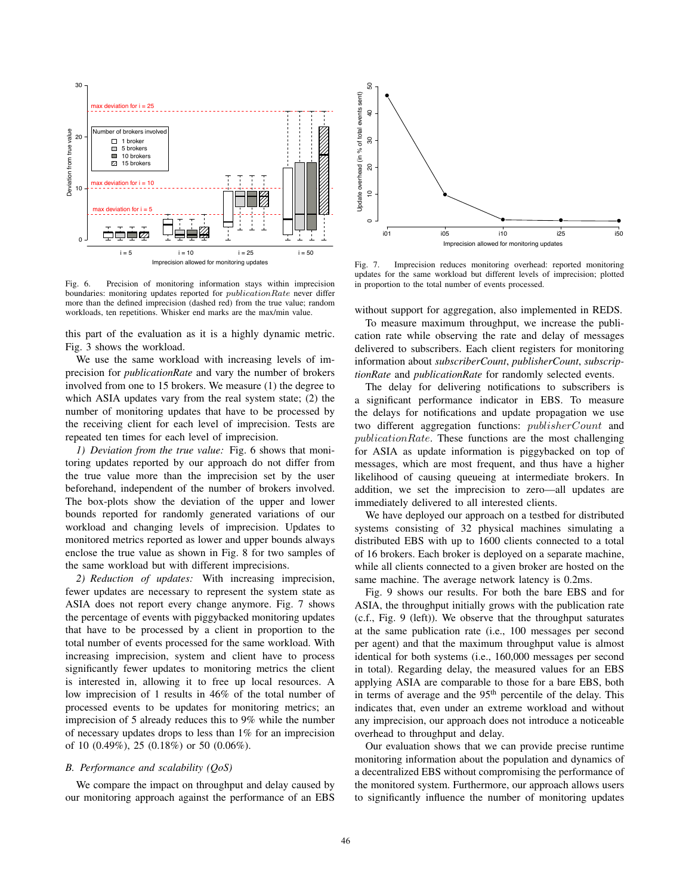Fig. 6. Precision of monitoring information stays within imprecision boundaries: monitoring updates reported for $publicationRate$ never differ more than the defined imprecision (dashed red) from the true value; random workloads, ten repetitions. Whisker end marks are the max/min value.

Fig. 7. Imprecision reduces monitoring overhead: reported monitoring updates for the same workload but different levels of imprecision; plotted in proportion to the total number of events processed.

this part of the evaluation as it is a highly dynamic metric. Fig. 3 shows the workload.

We use the same workload with increasing levels of imprecision for *publicationRate* and vary the number of brokers involved from one to 15 brokers. We measure (1) the degree to which ASIA updates vary from the real system state; (2) the number of monitoring updates that have to be processed by the receiving client for each level of imprecision. Tests are repeated ten times for each level of imprecision.

*1) Deviation from the true value:* Fig. 6 shows that monitoring updates reported by our approach do not differ from the true value more than the imprecision set by the user beforehand, independent of the number of brokers involved. The box-plots show the deviation of the upper and lower bounds reported for randomly generated variations of our workload and changing levels of imprecision. Updates to monitored metrics reported as lower and upper bounds always enclose the true value as shown in Fig. 8 for two samples of the same workload but with different imprecisions.

*2) Reduction of updates:* With increasing imprecision, fewer updates are necessary to represent the system state as ASIA does not report every change anymore. Fig. 7 shows the percentage of events with piggybacked monitoring updates that have to be processed by a client in proportion to the total number of events processed for the same workload. With increasing imprecision, system and client have to process significantly fewer updates to monitoring metrics the client is interested in, allowing it to free up local resources. A low imprecision of 1 results in 46% of the total number of processed events to be updates for monitoring metrics; an imprecision of 5 already reduces this to 9% while the number of necessary updates drops to less than 1% for an imprecision of 10 (0.49%), 25 (0.18%) or 50 (0.06%).

### B. Performance and scalability (QoS)

We compare the impact on throughput and delay caused by our monitoring approach against the performance of an EBS without support for aggregation, also implemented in REDS.

To measure maximum throughput, we increase the publication rate while observing the rate and delay of messages delivered to subscribers. Each client registers for monitoring information about *subscriberCount*, *publisherCount*, *subscriptionRate* and *publicationRate* for randomly selected events.

The delay for delivering notifications to subscribers is a significant performance indicator in EBS. To measure the delays for notifications and update propagation we use two different aggregation functions: $publisherCount$ and $publicationRate$. These functions are the most challenging for ASIA as update information is piggybacked on top of messages, which are most frequent, and thus have a higher likelihood of causing queueing at intermediate brokers. In addition, we set the imprecision to zero—all updates are immediately delivered to all interested clients.

We have deployed our approach on a testbed for distributed systems consisting of 32 physical machines simulating a distributed EBS with up to 1600 clients connected to a total of 16 brokers. Each broker is deployed on a separate machine, while all clients connected to a given broker are hosted on the same machine. The average network latency is 0.2ms.

Fig. 9 shows our results. For both the bare EBS and for ASIA, the throughput initially grows with the publication rate (c.f., Fig. 9 (left)). We observe that the throughput saturates at the same publication rate (i.e., 100 messages per second per agent) and that the maximum throughput value is almost identical for both systems (i.e., 160,000 messages per second in total). Regarding delay, the measured values for an EBS applying ASIA are comparable to those for a bare EBS, both in terms of average and the 95$^{th}$ percentile of the delay. This indicates that, even under an extreme workload and without any imprecision, our approach does not introduce a noticeable overhead to throughput and delay.

Our evaluation shows that we can provide precise runtime monitoring information about the population and dynamics of a decentralized EBS without compromising the performance of the monitored system. Furthermore, our approach allows users to significantly influence the number of monitoring updates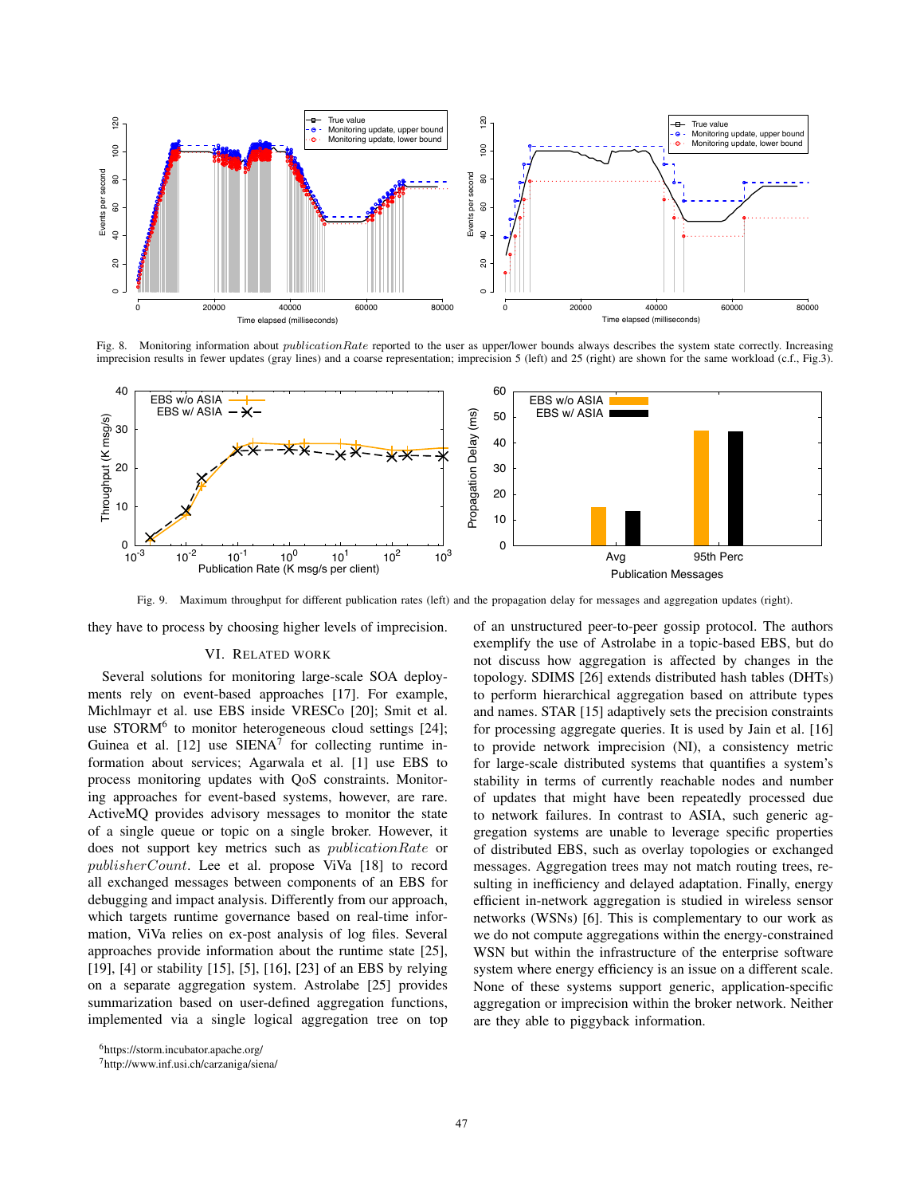Fig. 8. Monitoring information about *publicationRate* reported to the user as upper/lower bounds always describes the system state correctly. Increasing imprecision results in fewer updates (gray lines) and a coarse representation; imprecision 5 (left) and 25 (right) are shown for the same workload (c.f., Fig.3).

Fig. 9. Maximum throughput for different publication rates (left) and the propagation delay for messages and aggregation updates (right).

they have to process by choosing higher levels of imprecision.

## VI. Related Work

Several solutions for monitoring large-scale SOA deployments rely on event-based approaches [17]. For example, Michlmayr et al. use EBS inside VRESCo [20]; Smit et al. use STORM[6] to monitor heterogeneous cloud settings [24]; Guinea et al. [12] use SIENA[7] for collecting runtime information about services; Agarwala et al. [1] use EBS to process monitoring updates with QoS constraints. Monitoring approaches for event-based systems, however, are rare. ActiveMQ provides advisory messages to monitor the state of a single queue or topic on a single broker. However, it does not support key metrics such as *publicationRate* or *publisherCount*. Lee et al. propose ViVa [18] to record all exchanged messages between components of an EBS for debugging and impact analysis. Differently from our approach, which targets runtime governance based on real-time information, ViVa relies on ex-post analysis of log files. Several approaches provide information about the runtime state [25], [19], [4] or stability [15], [5], [16], [23] of an EBS by relying on a separate aggregation system. Astrolabe [25] provides summarization based on user-defined aggregation functions, implemented via a single logical aggregation tree on top of an unstructured peer-to-peer gossip protocol. The authors exemplify the use of Astrolabe in a topic-based EBS, but do not discuss how aggregation is affected by changes in the topology. SDIMS [26] extends distributed hash tables (DHTs) to perform hierarchical aggregation based on attribute types and names. STAR [15] adaptively sets the precision constraints for processing aggregate queries. It is used by Jain et al. [16] to provide network imprecision (NI), a consistency metric for large-scale distributed systems that quantifies a system's stability in terms of currently reachable nodes and number of updates that might have been repeatedly processed due to network failures. In contrast to ASIA, such generic aggregation systems are unable to leverage specific properties of distributed EBS, such as overlay topologies or exchanged messages. Aggregation trees may not match routing trees, resulting in inefficiency and delayed adaptation. Finally, energy efficient in-network aggregation is studied in wireless sensor networks (WSNs) [6]. This is complementary to our work as we do not compute aggregations within the energy-constrained WSN but within the infrastructure of the enterprise software system where energy efficiency is an issue on a different scale. None of these systems support generic, application-specific aggregation or imprecision within the broker network. Neither are they able to piggyback information.

[6] https://storm.incubator.apache.org/

[7] http://www.inf.usi.ch/carzaniga/siena/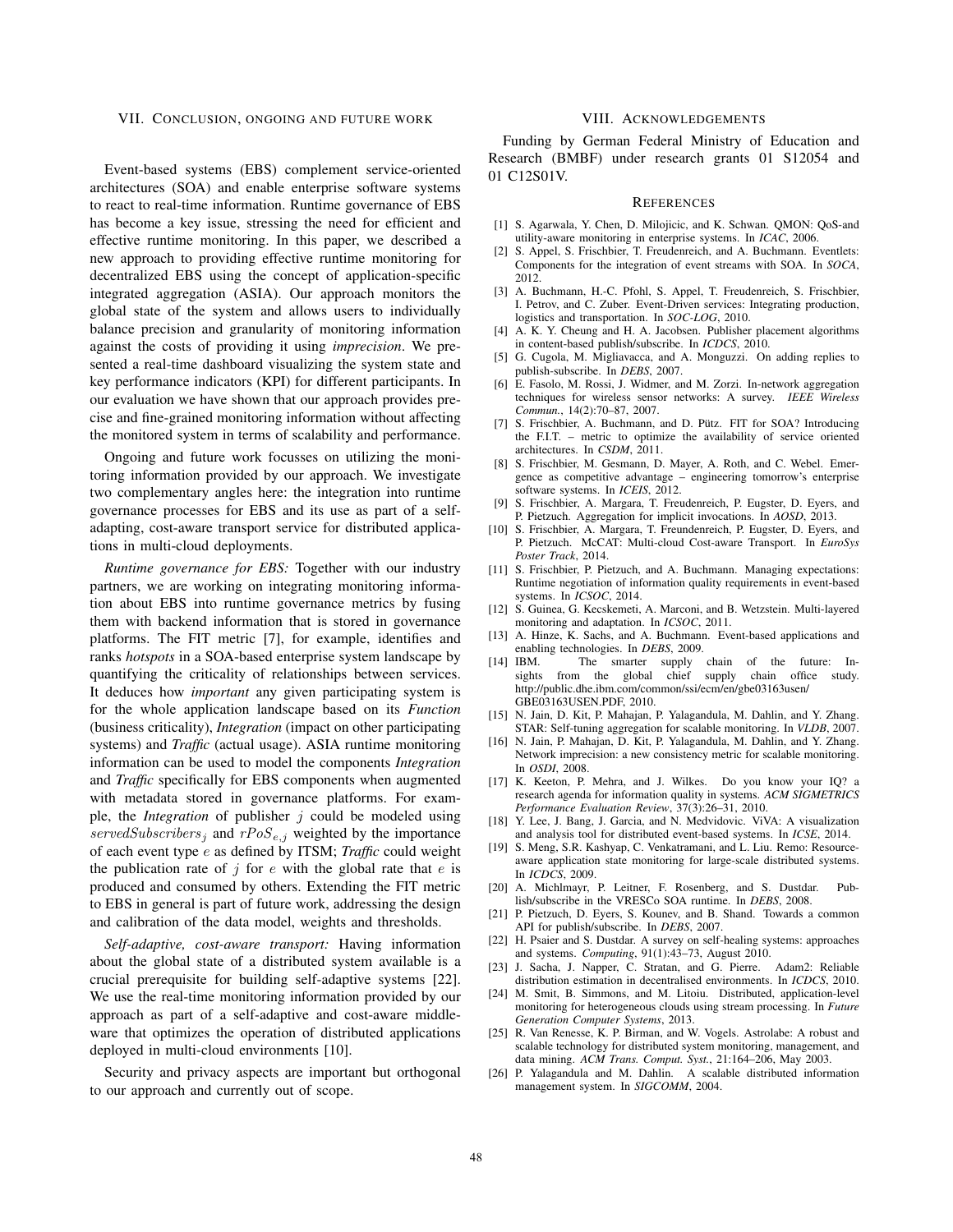## VII. Conclusion, ongoing and future work

Event-based systems (EBS) complement service-oriented architectures (SOA) and enable enterprise software systems to react to real-time information. Runtime governance of EBS has become a key issue, stressing the need for efficient and effective runtime monitoring. In this paper, we described a new approach to providing effective runtime monitoring for decentralized EBS using the concept of application-specific integrated aggregation (ASIA). Our approach monitors the global state of the system and allows users to individually balance precision and granularity of monitoring information against the costs of providing it using *imprecision*. We presented a real-time dashboard visualizing the system state and key performance indicators (KPI) for different participants. In our evaluation we have shown that our approach provides precise and fine-grained monitoring information without affecting the monitored system in terms of scalability and performance.

Ongoing and future work focusses on utilizing the monitoring information provided by our approach. We investigate two complementary angles here: the integration into runtime governance processes for EBS and its use as part of a self-adapting, cost-aware transport service for distributed applications in multi-cloud deployments.

*Runtime governance for EBS:* Together with our industry partners, we are working on integrating monitoring information about EBS into runtime governance metrics by fusing them with backend information that is stored in governance platforms. The FIT metric [7], for example, identifies and ranks *hotspots* in a SOA-based enterprise system landscape by quantifying the criticality of relationships between services. It deduces how *important* any given participating system is for the whole application landscape based on its *Function* (business criticality), *Integration* (impact on other participating systems) and *Traffic* (actual usage). ASIA runtime monitoring information can be used to model the components *Integration* and *Traffic* specifically for EBS components when augmented with metadata stored in governance platforms. For example, the *Integration* of publisher $j$ could be modeled using $servedSubscribers_j$ and $rPoS_{e,j}$ weighted by the importance of each event type $e$ as defined by ITSM; *Traffic* could weight the publication rate of $j$ for $e$ with the global rate that $e$ is produced and consumed by others. Extending the FIT metric to EBS in general is part of future work, addressing the design and calibration of the data model, weights and thresholds.

*Self-adaptive, cost-aware transport:* Having information about the global state of a distributed system available is a crucial prerequisite for building self-adaptive systems [22]. We use the real-time monitoring information provided by our approach as part of a self-adaptive and cost-aware middleware that optimizes the operation of distributed applications deployed in multi-cloud environments [10].

Security and privacy aspects are important but orthogonal to our approach and currently out of scope.

## VIII. Acknowledgements

Funding by German Federal Ministry of Education and Research (BMBF) under research grants 01 S12054 and 01 C12S01V.

## References

[1] S. Agarwala, Y. Chen, D. Milojicic, and K. Schwan. QMON: QoS-and utility-aware monitoring in enterprise systems. In *ICAC*, 2006.

[2] S. Appel, S. Frischbier, T. Freudenreich, and A. Buchmann. Eventlets: Components for the integration of event streams with SOA. In *SOCA*, 2012.

[3] A. Buchmann, H.-C. Pfohl, S. Appel, T. Freudenreich, S. Frischbier, I. Petrov, and C. Zuber. Event-Driven services: Integrating production, logistics and transportation. In *SOC-LOG*, 2010.

[4] A. K. Y. Cheung and H. A. Jacobsen. Publisher placement algorithms in content-based publish/subscribe. In *ICDCS*, 2010.

[5] G. Cugola, M. Migliavacca, and A. Monguzzi. On adding replies to publish-subscribe. In *DEBS*, 2007.

[6] E. Fasolo, M. Rossi, J. Widmer, and M. Zorzi. In-network aggregation techniques for wireless sensor networks: A survey. *IEEE Wireless Commun.*, 14(2):70–87, 2007.

[7] S. Frischbier, A. Buchmann, and D. Pütz. FIT for SOA? Introducing the F.I.T. – metric to optimize the availability of service oriented architectures. In *CSDM*, 2011.

[8] S. Frischbier, M. Gesmann, D. Mayer, A. Roth, and C. Webel. Emergence as competitive advantage – engineering tomorrow's enterprise software systems. In *ICEIS*, 2012.

[9] S. Frischbier, A. Margara, T. Freudenreich, P. Eugster, D. Eyers, and P. Pietzuch. Aggregation for implicit invocations. In *AOSD*, 2013.

[10] S. Frischbier, A. Margara, T. Freundenreich, P. Eugster, D. Eyers, and P. Pietzuch. McCAT: Multi-cloud Cost-aware Transport. In *EuroSys Poster Track*, 2014.

[11] S. Frischbier, P. Pietzuch, and A. Buchmann. Managing expectations: Runtime negotiation of information quality requirements in event-based systems. In *ICSOC*, 2014.

[12] S. Guinea, G. Kecskemeti, A. Marconi, and B. Wetzstein. Multi-layered monitoring and adaptation. In *ICSOC*, 2011.

[13] A. Hinze, K. Sachs, and A. Buchmann. Event-based applications and enabling technologies. In *DEBS*, 2009.

[14] IBM. The smarter supply chain of the future: Insights from the global chief supply chain office study. http://public.dhe.ibm.com/common/ssi/ecm/en/gbe03163usen/GBE03163USEN.PDF, 2010.

[15] N. Jain, D. Kit, P. Mahajan, P. Yalagandula, M. Dahlin, and Y. Zhang. STAR: Self-tuning aggregation for scalable monitoring. In *VLDB*, 2007.

[16] N. Jain, P. Mahajan, D. Kit, P. Yalagandula, M. Dahlin, and Y. Zhang. Network imprecision: a new consistency metric for scalable monitoring. In *OSDI*, 2008.

[17] K. Keeton, P. Mehra, and J. Wilkes. Do you know your IQ? a research agenda for information quality in systems. *ACM SIGMETRICS Performance Evaluation Review*, 37(3):26–31, 2010.

[18] Y. Lee, J. Bang, J. Garcia, and N. Medvidovic. ViVA: A visualization and analysis tool for distributed event-based systems. In *ICSE*, 2014.

[19] S. Meng, S.R. Kashyap, C. Venkatramani, and L. Liu. Remo: Resource-aware application state monitoring for large-scale distributed systems. In *ICDCS*, 2009.

[20] A. Michlmayr, P. Leitner, F. Rosenberg, and S. Dustdar. Publish/subscribe in the VRESCo SOA runtime. In *DEBS*, 2008.

[21] P. Pietzuch, D. Eyers, S. Kounev, and B. Shand. Towards a common API for publish/subscribe. In *DEBS*, 2007.

[22] H. Psaier and S. Dustdar. A survey on self-healing systems: approaches and systems. *Computing*, 91(1):43–73, August 2010.

[23] J. Sacha, J. Napper, C. Stratan, and G. Pierre. Adam2: Reliable distribution estimation in decentralised environments. In *ICDCS*, 2010.

[24] M. Smit, B. Simmons, and M. Litoiu. Distributed, application-level monitoring for heterogeneous clouds using stream processing. In *Future Generation Computer Systems*, 2013.

[25] R. Van Renesse, K. P. Birman, and W. Vogels. Astrolabe: A robust and scalable technology for distributed system monitoring, management, and data mining. *ACM Trans. Comput. Syst.*, 21:164–206, May 2003.

[26] P. Yalagandula and M. Dahlin. A scalable distributed information management system. In *SIGCOMM*, 2004.